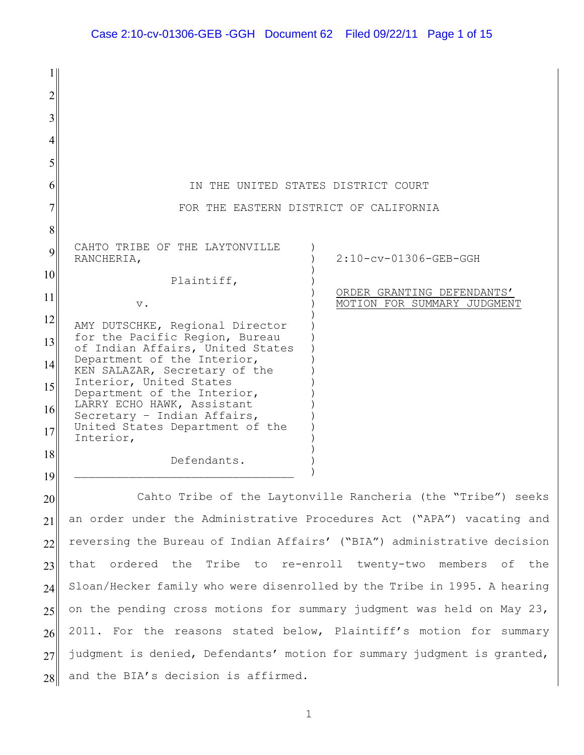IN THE UNITED STATES DISTRICT COURT

FOR THE EASTERN DISTRICT OF CALIFORNIA

CAHTO TRIBE OF THE LAYTONVILLE RANCHERIA,

Plaintiff,

v.

AMY DUTSCHKE, Regional Director for the Pacific Region, Bureau of Indian Affairs, United States Department of the Interior, KEN SALAZAR, Secretary of the Interior, United States Department of the Interior, LARRY ECHO HAWK, Assistant Secretary - Indian Affairs, United States Department of the Interior,

Defendants.

2:10-cv-01306-GEB-GGH

ORDER GRANTING DEFENDANTS' MOTION FOR SUMMARY JUDGMENT

Cahto Tribe of the Laytonville Rancheria (the "Tribe") seeks an order under the Administrative Procedures Act ("APA") vacating and reversing the Bureau of Indian Affairs' ("BIA") administrative decision that ordered the Tribe to re-enroll twenty-two members of the Sloan/Hecker family who were disenrolled by the Tribe in 1995. A hearing on the pending cross motions for summary judgment was held on May 23, 2011. For the reasons stated below, Plaintiff's motion for summary judgment is denied, Defendants' motion for summary judgment is granted, and the BIA's decision is affirmed.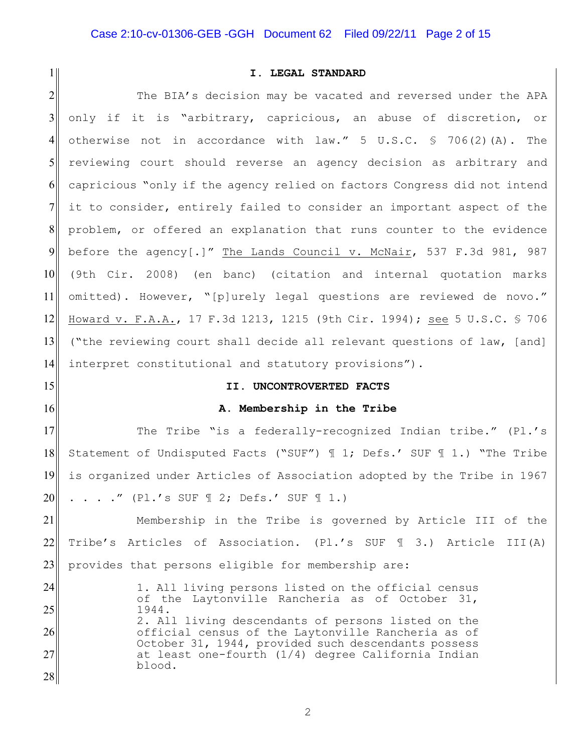## I. LEGAL STANDARD

The BIA's decision may be vacated and reversed under the APA only if it is "arbitrary, capricious, an abuse of discretion, or otherwise not in accordance with law." 5 U.S.C. § 706(2)(A). The reviewing court should reverse an agency decision as arbitrary and capricious "only if the agency relied on factors Congress did not intend it to consider, entirely failed to consider an important aspect of the problem, or offered an explanation that runs counter to the evidence before the agency[.]" The Lands Council v. McNair, 537 F.3d 981, 987 (9th Cir. 2008) (en banc) (citation and internal quotation marks omitted). However, "[p]urely legal questions are reviewed de novo." Howard v. F.A.A., 17 F.3d 1213, 1215 (9th Cir. 1994); see 5 U.S.C. § 706 ("the reviewing court shall decide all relevant questions of law, [and] interpret constitutional and statutory provisions").

## II. UNCONTROVERTED FACTS

### A. Membership in the Tribe

The Tribe "is a federally-recognized Indian tribe." (Pl.'s Statement of Undisputed Facts ("SUF") ¶ 1; Defs.' SUF ¶ 1.) "The Tribe is organized under Articles of Association adopted by the Tribe in 1967 . . . ." (Pl.'s SUF ¶ 2; Defs.' SUF ¶ 1.)

Membership in the Tribe is governed by Article III of the Tribe's Articles of Association. (Pl.'s SUF ¶ 3.) Article III(A) provides that persons eligible for membership are:

> 1. All living persons listed on the official census of the Laytonville Rancheria as of October 31, 1944.
> 2. All living descendants of persons listed on the official census of the Laytonville Rancheria as of October 31, 1944, provided such descendants possess at least one-fourth (1/4) degree California Indian blood.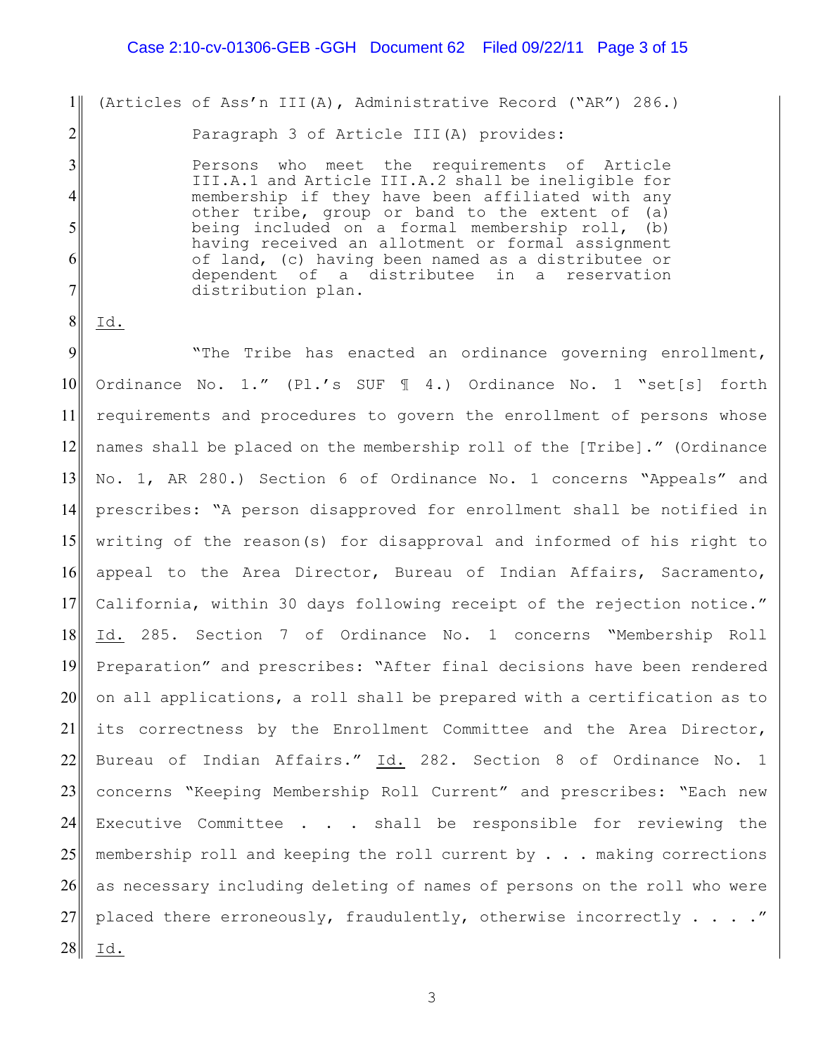(Articles of Ass'n III(A), Administrative Record ("AR") 286.)

Paragraph 3 of Article III(A) provides:

> Persons who meet the requirements of Article III.A.1 and Article III.A.2 shall be ineligible for membership if they have been affiliated with any other tribe, group or band to the extent of (a) being included on a formal membership roll, (b) having received an allotment or formal assignment of land, (c) having been named as a distributee or dependent of a distributee in a reservation distribution plan.

Id.

"The Tribe has enacted an ordinance governing enrollment, Ordinance No. 1." (Pl.'s SUF ¶ 4.) Ordinance No. 1 "set[s] forth requirements and procedures to govern the enrollment of persons whose names shall be placed on the membership roll of the [Tribe]." (Ordinance No. 1, AR 280.) Section 6 of Ordinance No. 1 concerns "Appeals" and prescribes: "A person disapproved for enrollment shall be notified in writing of the reason(s) for disapproval and informed of his right to appeal to the Area Director, Bureau of Indian Affairs, Sacramento, California, within 30 days following receipt of the rejection notice." Id. 285. Section 7 of Ordinance No. 1 concerns "Membership Roll Preparation" and prescribes: "After final decisions have been rendered on all applications, a roll shall be prepared with a certification as to its correctness by the Enrollment Committee and the Area Director, Bureau of Indian Affairs." Id. 282. Section 8 of Ordinance No. 1 concerns "Keeping Membership Roll Current" and prescribes: "Each new Executive Committee . . . shall be responsible for reviewing the membership roll and keeping the roll current by . . . making corrections as necessary including deleting of names of persons on the roll who were placed there erroneously, fraudulently, otherwise incorrectly . . . ." Id.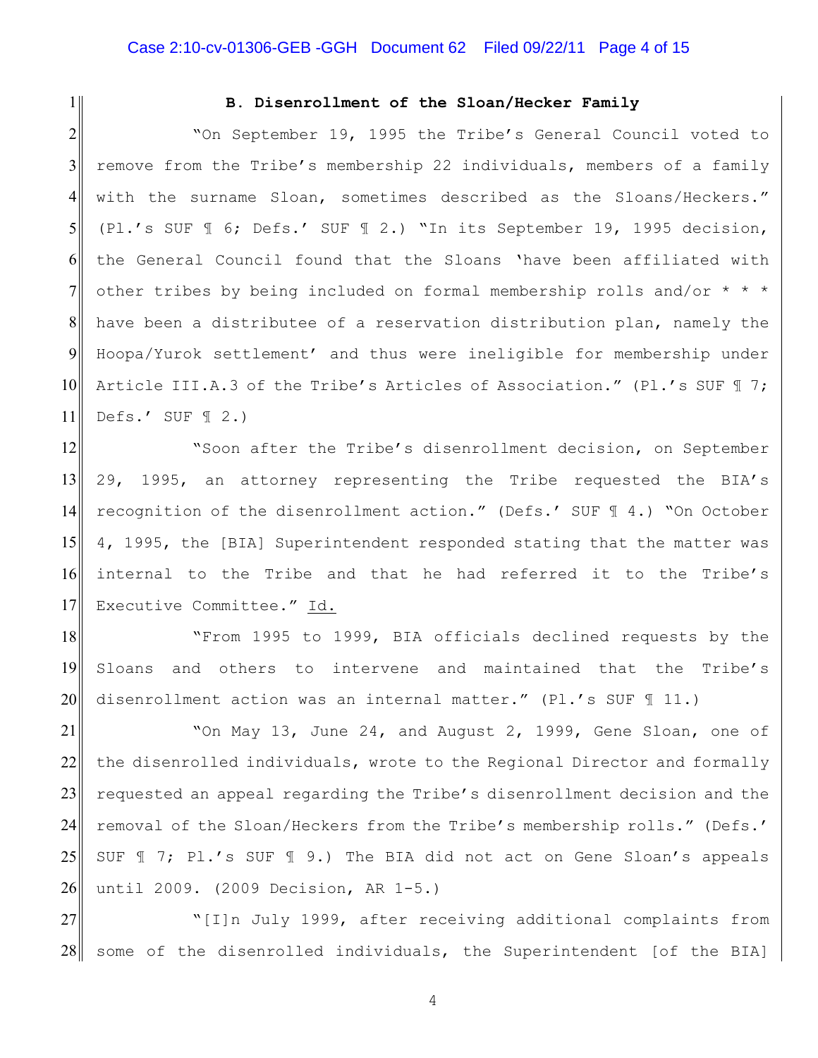### B. Disenrollment of the Sloan/Hecker Family

"On September 19, 1995 the Tribe's General Council voted to remove from the Tribe's membership 22 individuals, members of a family with the surname Sloan, sometimes described as the Sloans/Heckers." (Pl.'s SUF ¶ 6; Defs.' SUF ¶ 2.) "In its September 19, 1995 decision, the General Council found that the Sloans 'have been affiliated with other tribes by being included on formal membership rolls and/or * * * have been a distributee of a reservation distribution plan, namely the Hoopa/Yurok settlement' and thus were ineligible for membership under Article III.A.3 of the Tribe's Articles of Association." (Pl.'s SUF ¶ 7; Defs.' SUF ¶ 2.)

"Soon after the Tribe's disenrollment decision, on September 29, 1995, an attorney representing the Tribe requested the BIA's recognition of the disenrollment action." (Defs.' SUF ¶ 4.) "On October 4, 1995, the [BIA] Superintendent responded stating that the matter was internal to the Tribe and that he had referred it to the Tribe's Executive Committee." Id.

"From 1995 to 1999, BIA officials declined requests by the Sloans and others to intervene and maintained that the Tribe's disenrollment action was an internal matter." (Pl.'s SUF ¶ 11.)

"On May 13, June 24, and August 2, 1999, Gene Sloan, one of the disenrolled individuals, wrote to the Regional Director and formally requested an appeal regarding the Tribe's disenrollment decision and the removal of the Sloan/Heckers from the Tribe's membership rolls." (Defs.' SUF ¶ 7; Pl.'s SUF ¶ 9.) The BIA did not act on Gene Sloan's appeals until 2009. (2009 Decision, AR 1-5.)

"[I]n July 1999, after receiving additional complaints from some of the disenrolled individuals, the Superintendent [of the BIA]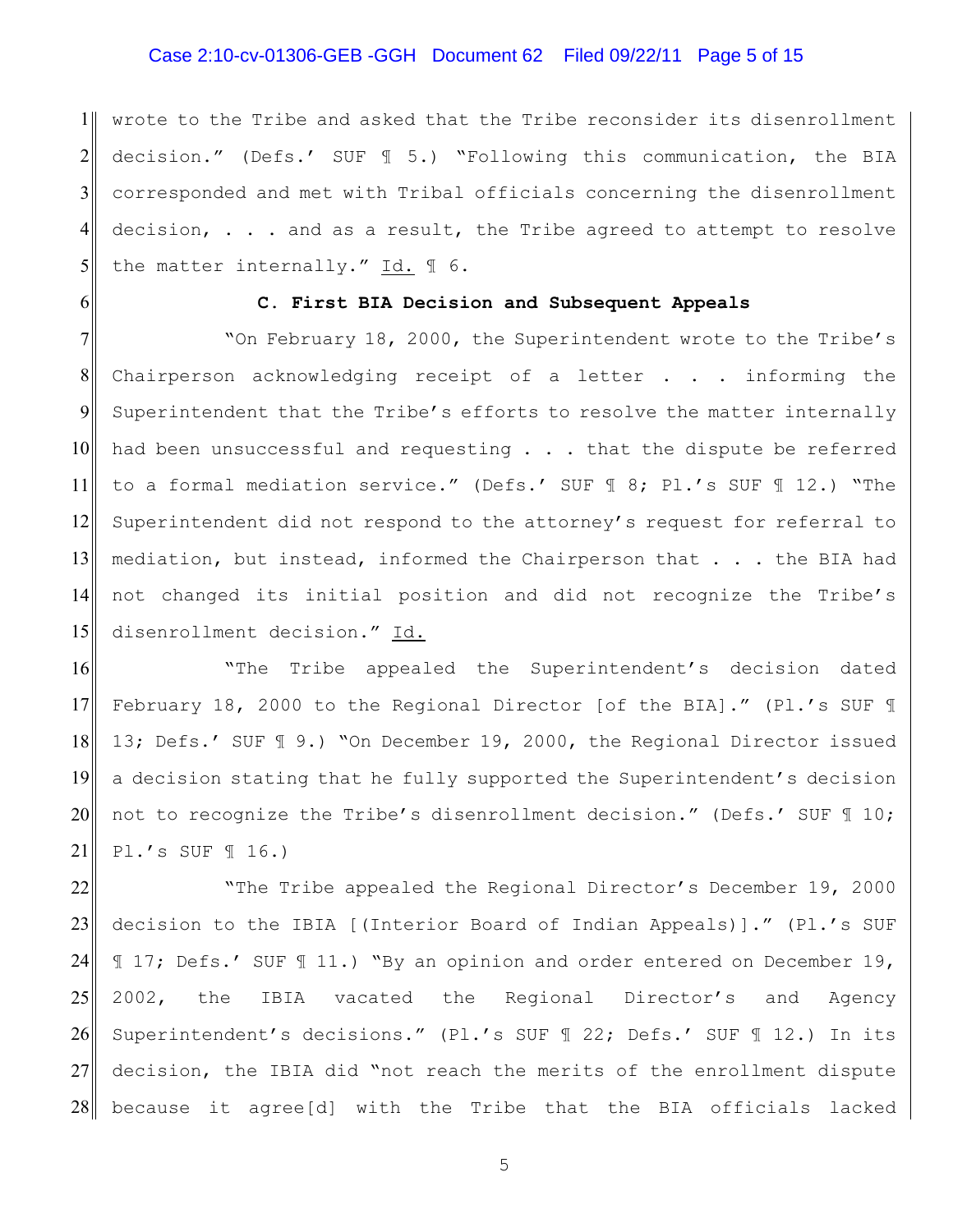wrote to the Tribe and asked that the Tribe reconsider its disenrollment decision." (Defs.' SUF ¶ 5.) "Following this communication, the BIA corresponded and met with Tribal officials concerning the disenrollment decision, . . . and as a result, the Tribe agreed to attempt to resolve the matter internally." Id. ¶ 6.

### C. First BIA Decision and Subsequent Appeals

"On February 18, 2000, the Superintendent wrote to the Tribe's Chairperson acknowledging receipt of a letter . . . informing the Superintendent that the Tribe's efforts to resolve the matter internally had been unsuccessful and requesting . . . that the dispute be referred to a formal mediation service." (Defs.' SUF ¶ 8; Pl.'s SUF ¶ 12.) "The Superintendent did not respond to the attorney's request for referral to mediation, but instead, informed the Chairperson that . . . the BIA had not changed its initial position and did not recognize the Tribe's disenrollment decision." Id.

"The Tribe appealed the Superintendent's decision dated February 18, 2000 to the Regional Director [of the BIA]." (Pl.'s SUF ¶ 13; Defs.' SUF ¶ 9.) "On December 19, 2000, the Regional Director issued a decision stating that he fully supported the Superintendent's decision not to recognize the Tribe's disenrollment decision." (Defs.' SUF ¶ 10; Pl.'s SUF ¶ 16.)

"The Tribe appealed the Regional Director's December 19, 2000 decision to the IBIA [(Interior Board of Indian Appeals)]." (Pl.'s SUF ¶ 17; Defs.' SUF ¶ 11.) "By an opinion and order entered on December 19, 2002, the IBIA vacated the Regional Director's and Agency Superintendent's decisions." (Pl.'s SUF ¶ 22; Defs.' SUF ¶ 12.) In its decision, the IBIA did "not reach the merits of the enrollment dispute because it agree[d] with the Tribe that the BIA officials lacked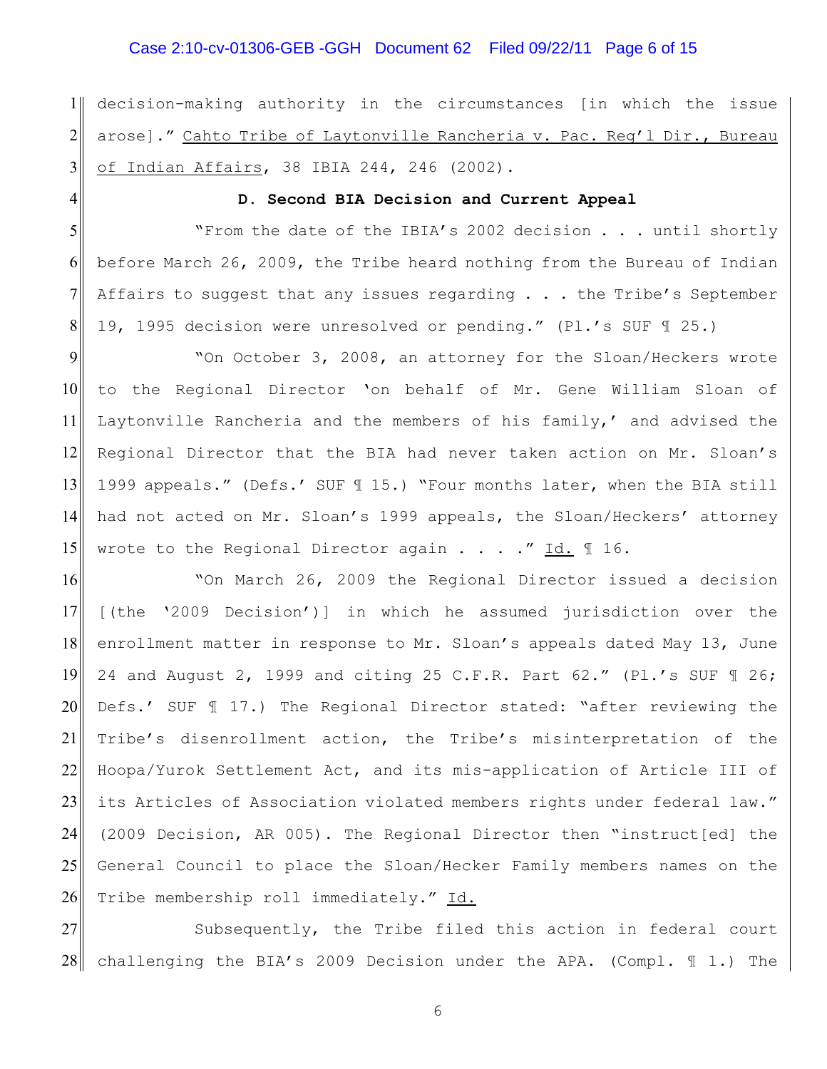decision-making authority in the circumstances [in which the issue arose]." Cahto Tribe of Laytonville Rancheria v. Pac. Reg'l Dir., Bureau of Indian Affairs, 38 IBIA 244, 246 (2002).

**D. Second BIA Decision and Current Appeal**

"From the date of the IBIA's 2002 decision . . . until shortly before March 26, 2009, the Tribe heard nothing from the Bureau of Indian Affairs to suggest that any issues regarding . . . the Tribe's September 19, 1995 decision were unresolved or pending." (Pl.'s SUF ¶ 25.)

"On October 3, 2008, an attorney for the Sloan/Heckers wrote to the Regional Director 'on behalf of Mr. Gene William Sloan of Laytonville Rancheria and the members of his family,' and advised the Regional Director that the BIA had never taken action on Mr. Sloan's 1999 appeals." (Defs.' SUF ¶ 15.) "Four months later, when the BIA still had not acted on Mr. Sloan's 1999 appeals, the Sloan/Heckers' attorney wrote to the Regional Director again . . . ." Id. ¶ 16.

"On March 26, 2009 the Regional Director issued a decision [(the '2009 Decision')] in which he assumed jurisdiction over the enrollment matter in response to Mr. Sloan's appeals dated May 13, June 24 and August 2, 1999 and citing 25 C.F.R. Part 62." (Pl.'s SUF ¶ 26; Defs.' SUF ¶ 17.) The Regional Director stated: "after reviewing the Tribe's disenrollment action, the Tribe's misinterpretation of the Hoopa/Yurok Settlement Act, and its mis-application of Article III of its Articles of Association violated members rights under federal law." (2009 Decision, AR 005). The Regional Director then "instruct[ed] the General Council to place the Sloan/Hecker Family members names on the Tribe membership roll immediately." Id.

Subsequently, the Tribe filed this action in federal court challenging the BIA's 2009 Decision under the APA. (Compl. ¶ 1.) The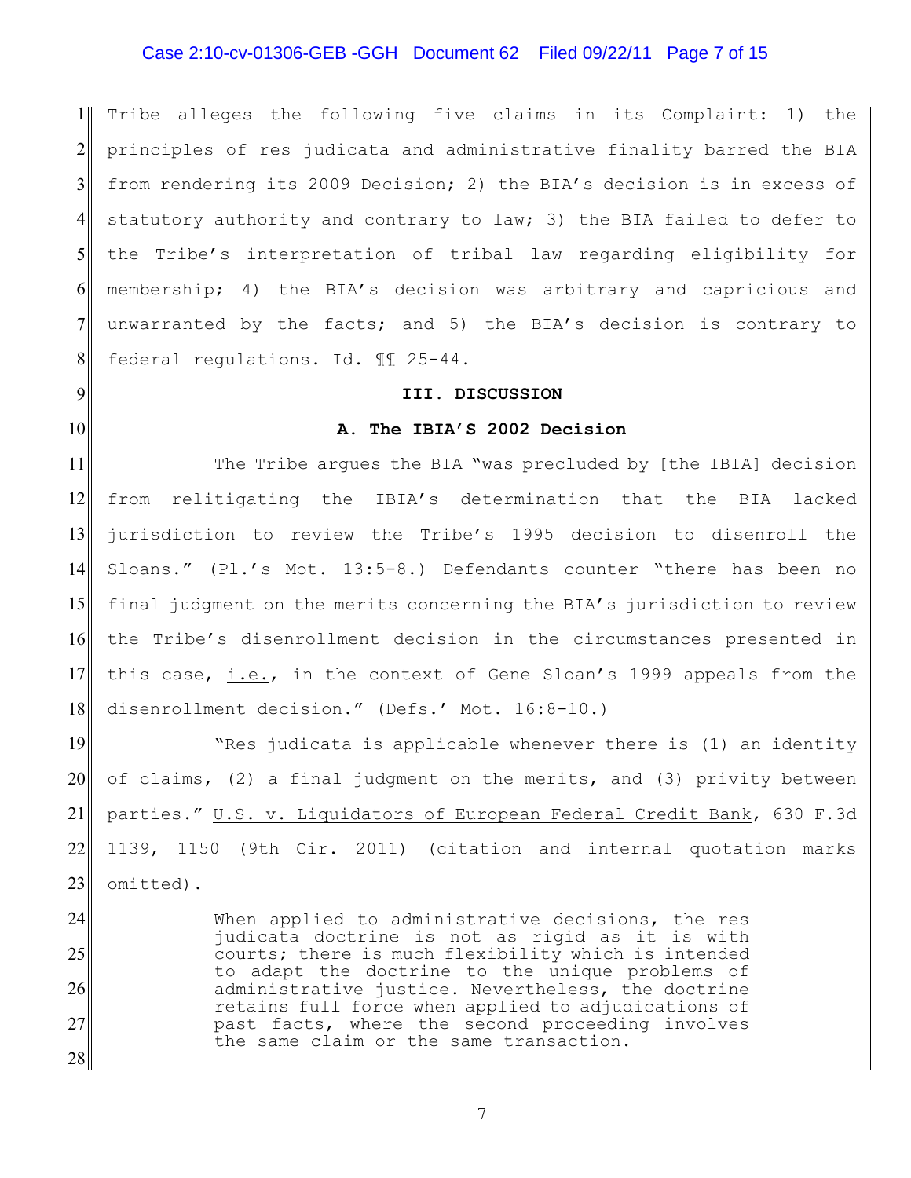Tribe alleges the following five claims in its Complaint: 1) the principles of res judicata and administrative finality barred the BIA from rendering its 2009 Decision; 2) the BIA's decision is in excess of statutory authority and contrary to law; 3) the BIA failed to defer to the Tribe's interpretation of tribal law regarding eligibility for membership; 4) the BIA's decision was arbitrary and capricious and unwarranted by the facts; and 5) the BIA's decision is contrary to federal regulations. Id. ¶¶ 25-44.

## III. DISCUSSION

### A. The IBIA'S 2002 Decision

The Tribe argues the BIA "was precluded by [the IBIA] decision from relitigating the IBIA's determination that the BIA lacked jurisdiction to review the Tribe's 1995 decision to disenroll the Sloans." (Pl.'s Mot. 13:5-8.) Defendants counter "there has been no final judgment on the merits concerning the BIA's jurisdiction to review the Tribe's disenrollment decision in the circumstances presented in this case, i.e., in the context of Gene Sloan's 1999 appeals from the disenrollment decision." (Defs.' Mot. 16:8-10.)

"Res judicata is applicable whenever there is (1) an identity of claims, (2) a final judgment on the merits, and (3) privity between parties." U.S. v. Liquidators of European Federal Credit Bank, 630 F.3d 1139, 1150 (9th Cir. 2011) (citation and internal quotation marks omitted).

> When applied to administrative decisions, the res judicata doctrine is not as rigid as it is with courts; there is much flexibility which is intended to adapt the doctrine to the unique problems of administrative justice. Nevertheless, the doctrine retains full force when applied to adjudications of past facts, where the second proceeding involves the same claim or the same transaction.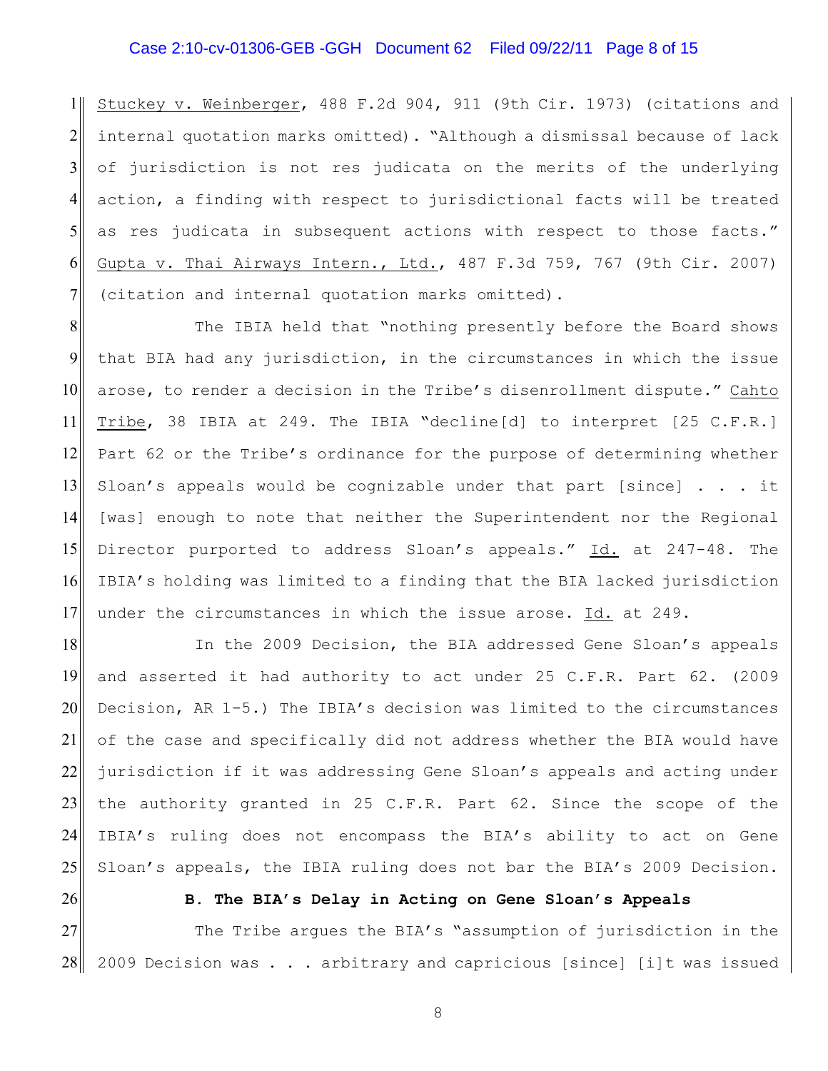Stuckey v. Weinberger, 488 F.2d 904, 911 (9th Cir. 1973) (citations and internal quotation marks omitted). "Although a dismissal because of lack of jurisdiction is not res judicata on the merits of the underlying action, a finding with respect to jurisdictional facts will be treated as res judicata in subsequent actions with respect to those facts." Gupta v. Thai Airways Intern., Ltd., 487 F.3d 759, 767 (9th Cir. 2007) (citation and internal quotation marks omitted).

The IBIA held that "nothing presently before the Board shows that BIA had any jurisdiction, in the circumstances in which the issue arose, to render a decision in the Tribe's disenrollment dispute." Cahto Tribe, 38 IBIA at 249. The IBIA "decline[d] to interpret [25 C.F.R.] Part 62 or the Tribe's ordinance for the purpose of determining whether Sloan's appeals would be cognizable under that part [since] . . . it [was] enough to note that neither the Superintendent nor the Regional Director purported to address Sloan's appeals." Id. at 247-48. The IBIA's holding was limited to a finding that the BIA lacked jurisdiction under the circumstances in which the issue arose. Id. at 249.

In the 2009 Decision, the BIA addressed Gene Sloan's appeals and asserted it had authority to act under 25 C.F.R. Part 62. (2009 Decision, AR 1-5.) The IBIA's decision was limited to the circumstances of the case and specifically did not address whether the BIA would have jurisdiction if it was addressing Gene Sloan's appeals and acting under the authority granted in 25 C.F.R. Part 62. Since the scope of the IBIA's ruling does not encompass the BIA's ability to act on Gene Sloan's appeals, the IBIA ruling does not bar the BIA's 2009 Decision.

**B. The BIA's Delay in Acting on Gene Sloan's Appeals**

The Tribe argues the BIA's "assumption of jurisdiction in the 2009 Decision was . . . arbitrary and capricious [since] [i]t was issued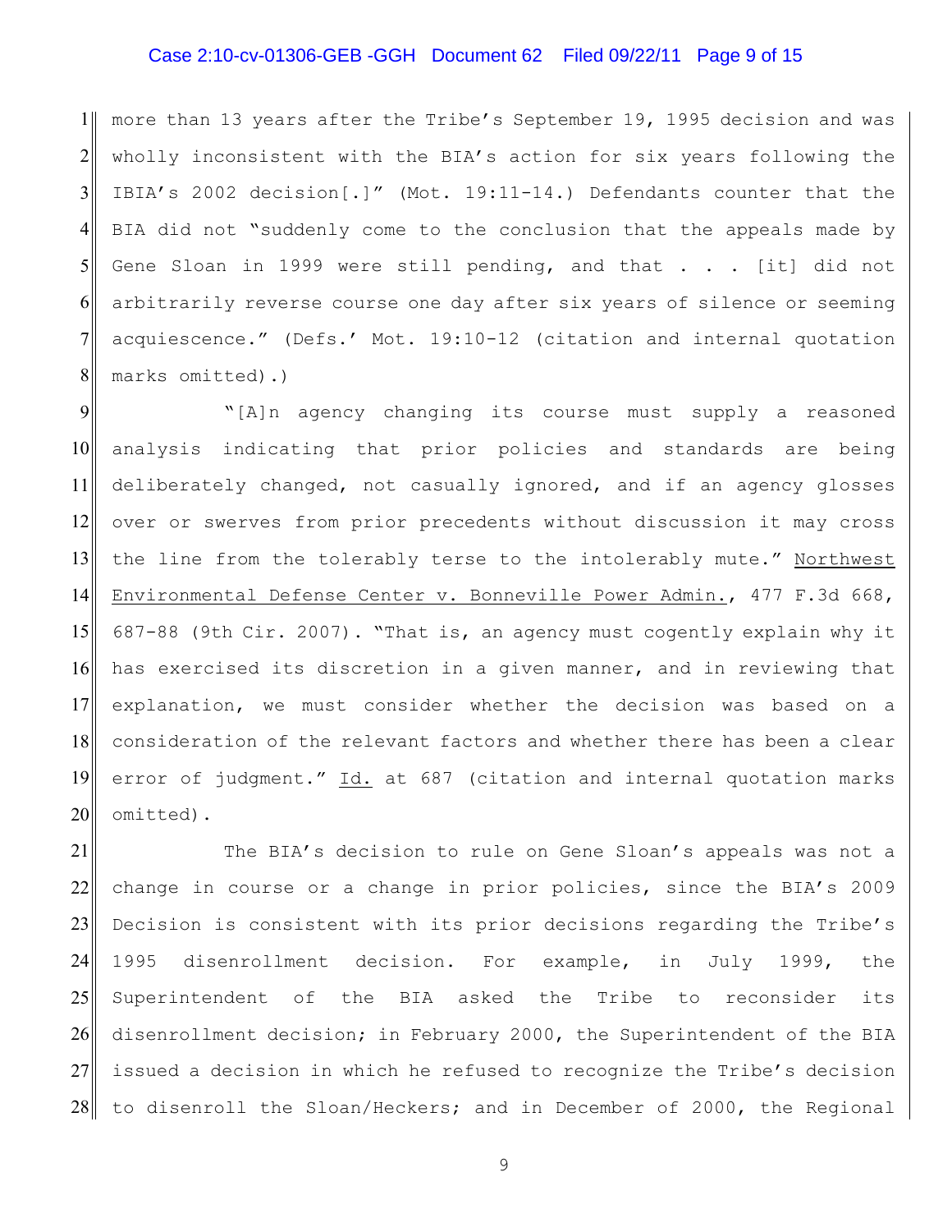more than 13 years after the Tribe's September 19, 1995 decision and was wholly inconsistent with the BIA's action for six years following the IBIA's 2002 decision[.]" (Mot. 19:11-14.) Defendants counter that the BIA did not "suddenly come to the conclusion that the appeals made by Gene Sloan in 1999 were still pending, and that . . . [it] did not arbitrarily reverse course one day after six years of silence or seeming acquiescence." (Defs.' Mot. 19:10-12 (citation and internal quotation marks omitted).)

"[A]n agency changing its course must supply a reasoned analysis indicating that prior policies and standards are being deliberately changed, not casually ignored, and if an agency glosses over or swerves from prior precedents without discussion it may cross the line from the tolerably terse to the intolerably mute." Northwest Environmental Defense Center v. Bonneville Power Admin., 477 F.3d 668, 687-88 (9th Cir. 2007). "That is, an agency must cogently explain why it has exercised its discretion in a given manner, and in reviewing that explanation, we must consider whether the decision was based on a consideration of the relevant factors and whether there has been a clear error of judgment." Id. at 687 (citation and internal quotation marks omitted).

The BIA's decision to rule on Gene Sloan's appeals was not a change in course or a change in prior policies, since the BIA's 2009 Decision is consistent with its prior decisions regarding the Tribe's 1995 disenrollment decision. For example, in July 1999, the Superintendent of the BIA asked the Tribe to reconsider its disenrollment decision; in February 2000, the Superintendent of the BIA issued a decision in which he refused to recognize the Tribe's decision to disenroll the Sloan/Heckers; and in December of 2000, the Regional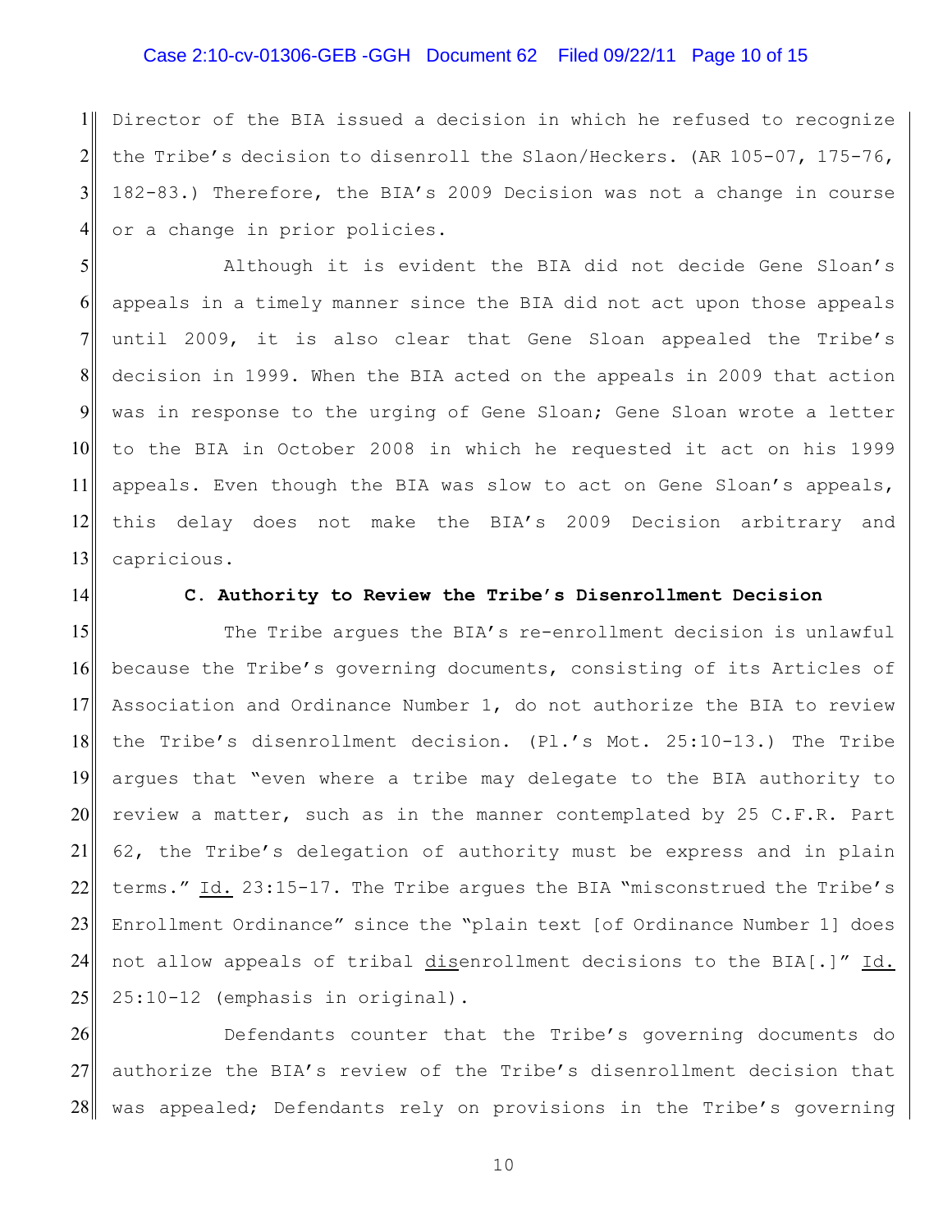Director of the BIA issued a decision in which he refused to recognize the Tribe's decision to disenroll the Slaon/Heckers. (AR 105-07, 175-76, 182-83.) Therefore, the BIA's 2009 Decision was not a change in course or a change in prior policies.

Although it is evident the BIA did not decide Gene Sloan's appeals in a timely manner since the BIA did not act upon those appeals until 2009, it is also clear that Gene Sloan appealed the Tribe's decision in 1999. When the BIA acted on the appeals in 2009 that action was in response to the urging of Gene Sloan; Gene Sloan wrote a letter to the BIA in October 2008 in which he requested it act on his 1999 appeals. Even though the BIA was slow to act on Gene Sloan's appeals, this delay does not make the BIA's 2009 Decision arbitrary and capricious.

### C. Authority to Review the Tribe's Disenrollment Decision

The Tribe argues the BIA's re-enrollment decision is unlawful because the Tribe's governing documents, consisting of its Articles of Association and Ordinance Number 1, do not authorize the BIA to review the Tribe's disenrollment decision. (Pl.'s Mot. 25:10-13.) The Tribe argues that "even where a tribe may delegate to the BIA authority to review a matter, such as in the manner contemplated by 25 C.F.R. Part 62, the Tribe's delegation of authority must be express and in plain terms." Id. 23:15-17. The Tribe argues the BIA "misconstrued the Tribe's Enrollment Ordinance" since the "plain text [of Ordinance Number 1] does not allow appeals of tribal <u>dis</u>enrollment decisions to the BIA[.]" Id. 25:10-12 (emphasis in original).

Defendants counter that the Tribe's governing documents do authorize the BIA's review of the Tribe's disenrollment decision that was appealed; Defendants rely on provisions in the Tribe's governing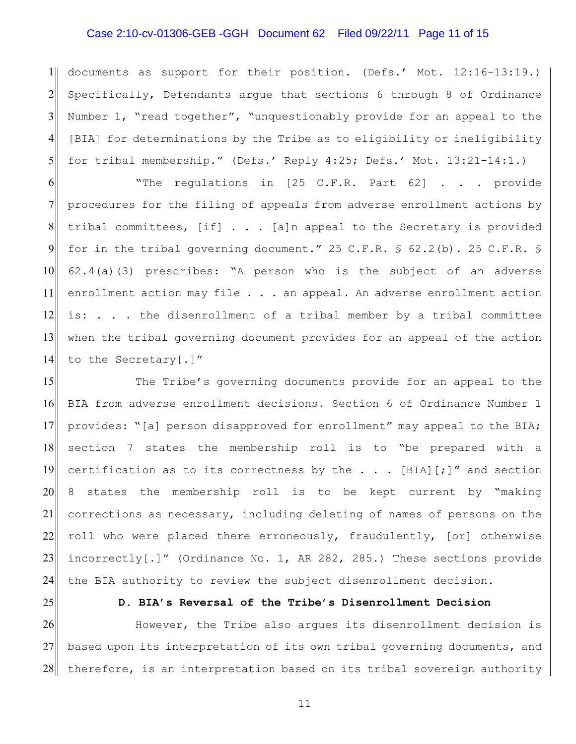documents as support for their position. (Defs.' Mot. 12:16-13:19.) Specifically, Defendants argue that sections 6 through 8 of Ordinance Number 1, "read together", "unquestionably provide for an appeal to the [BIA] for determinations by the Tribe as to eligibility or ineligibility for tribal membership." (Defs.' Reply 4:25; Defs.' Mot. 13:21-14:1.)

"The regulations in [25 C.F.R. Part 62] . . . provide procedures for the filing of appeals from adverse enrollment actions by tribal committees, [if] . . . [a]n appeal to the Secretary is provided for in the tribal governing document." 25 C.F.R. § 62.2(b). 25 C.F.R. § 62.4(a)(3) prescribes: "A person who is the subject of an adverse enrollment action may file . . . an appeal. An adverse enrollment action is: . . . the disenrollment of a tribal member by a tribal committee when the tribal governing document provides for an appeal of the action to the Secretary[.]"

The Tribe's governing documents provide for an appeal to the BIA from adverse enrollment decisions. Section 6 of Ordinance Number 1 provides: "[a] person disapproved for enrollment" may appeal to the BIA; section 7 states the membership roll is to "be prepared with a certification as to its correctness by the . . . [BIA][;]" and section 8 states the membership roll is to be kept current by "making corrections as necessary, including deleting of names of persons on the roll who were placed there erroneously, fraudulently, [or] otherwise incorrectly[.]" (Ordinance No. 1, AR 282, 285.) These sections provide the BIA authority to review the subject disenrollment decision.

**D. BIA's Reversal of the Tribe's Disenrollment Decision**

However, the Tribe also argues its disenrollment decision is based upon its interpretation of its own tribal governing documents, and therefore, is an interpretation based on its tribal sovereign authority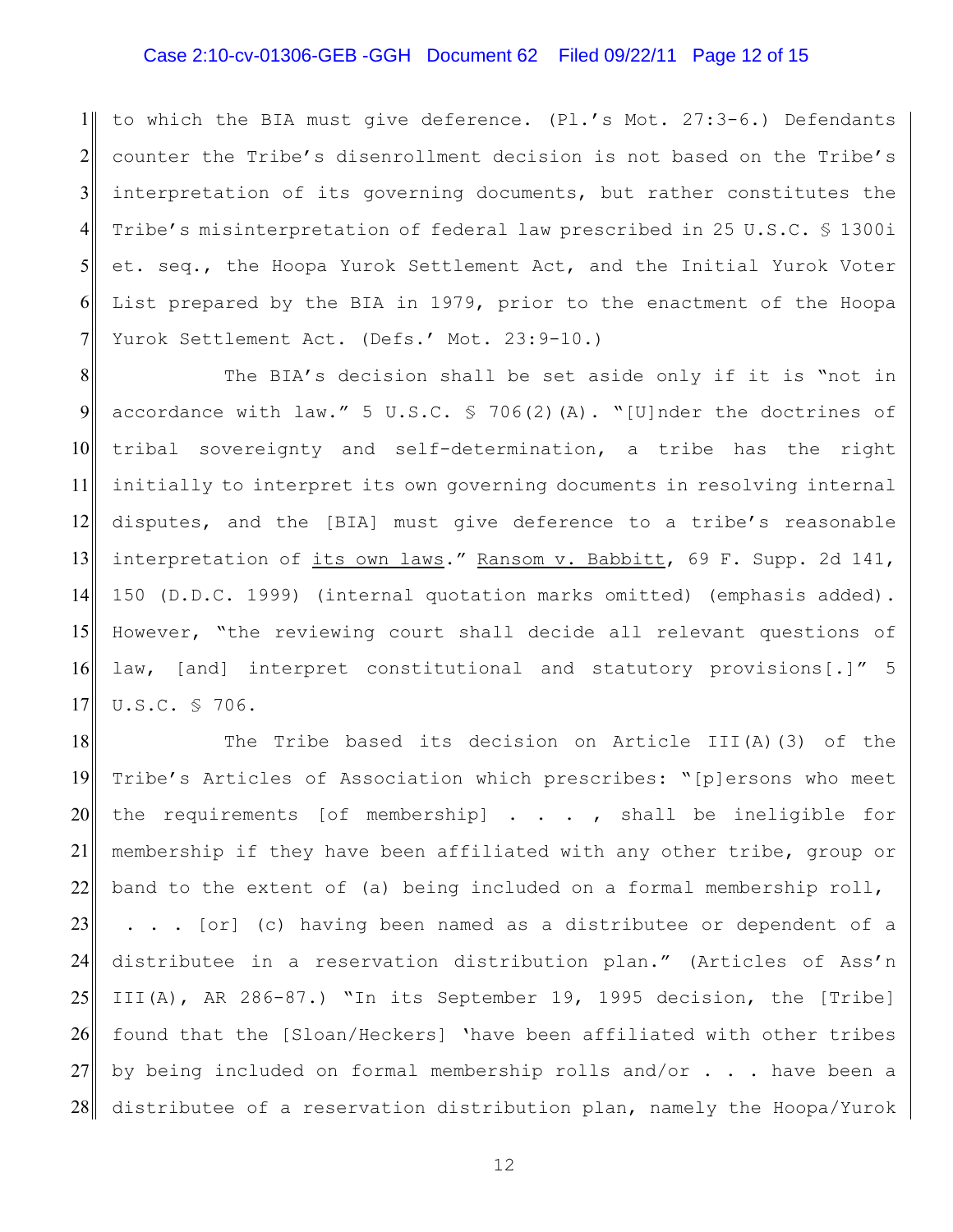to which the BIA must give deference. (Pl.'s Mot. 27:3-6.) Defendants counter the Tribe's disenrollment decision is not based on the Tribe's interpretation of its governing documents, but rather constitutes the Tribe's misinterpretation of federal law prescribed in 25 U.S.C. § 1300i et. seq., the Hoopa Yurok Settlement Act, and the Initial Yurok Voter List prepared by the BIA in 1979, prior to the enactment of the Hoopa Yurok Settlement Act. (Defs.' Mot. 23:9-10.)

The BIA's decision shall be set aside only if it is "not in accordance with law." 5 U.S.C. § 706(2)(A). "[U]nder the doctrines of tribal sovereignty and self-determination, a tribe has the right initially to interpret its own governing documents in resolving internal disputes, and the [BIA] must give deference to a tribe's reasonable interpretation of <u>its own laws</u>." <u>Ransom v. Babbitt</u>, 69 F. Supp. 2d 141, 150 (D.D.C. 1999) (internal quotation marks omitted) (emphasis added). However, "the reviewing court shall decide all relevant questions of law, [and] interpret constitutional and statutory provisions[.]" 5 U.S.C. § 706.

The Tribe based its decision on Article III(A)(3) of the Tribe's Articles of Association which prescribes: "[p]ersons who meet the requirements [of membership] . . . , shall be ineligible for membership if they have been affiliated with any other tribe, group or band to the extent of (a) being included on a formal membership roll, . . . [or] (c) having been named as a distributee or dependent of a distributee in a reservation distribution plan." (Articles of Ass'n III(A), AR 286-87.) "In its September 19, 1995 decision, the [Tribe] found that the [Sloan/Heckers] 'have been affiliated with other tribes by being included on formal membership rolls and/or . . . have been a distributee of a reservation distribution plan, namely the Hoopa/Yurok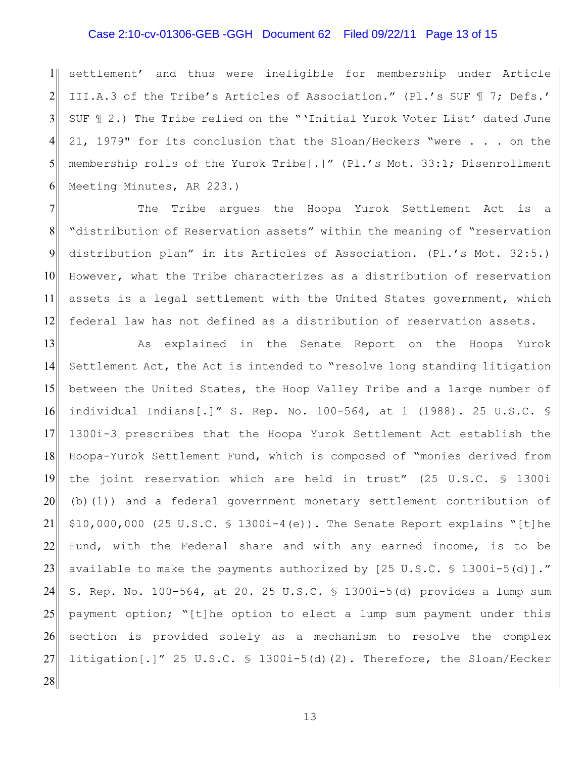settlement' and thus were ineligible for membership under Article III.A.3 of the Tribe's Articles of Association." (Pl.'s SUF ¶ 7; Defs.' SUF ¶ 2.) The Tribe relied on the "'Initial Yurok Voter List' dated June 21, 1979" for its conclusion that the Sloan/Heckers "were . . . on the membership rolls of the Yurok Tribe[.]" (Pl.'s Mot. 33:1; Disenrollment Meeting Minutes, AR 223.)

The Tribe argues the Hoopa Yurok Settlement Act is a "distribution of Reservation assets" within the meaning of "reservation distribution plan" in its Articles of Association. (Pl.'s Mot. 32:5.) However, what the Tribe characterizes as a distribution of reservation assets is a legal settlement with the United States government, which federal law has not defined as a distribution of reservation assets.

As explained in the Senate Report on the Hoopa Yurok Settlement Act, the Act is intended to "resolve long standing litigation between the United States, the Hoop Valley Tribe and a large number of individual Indians[.]" S. Rep. No. 100-564, at 1 (1988). 25 U.S.C. § 1300i-3 prescribes that the Hoopa Yurok Settlement Act establish the Hoopa-Yurok Settlement Fund, which is composed of "monies derived from the joint reservation which are held in trust" (25 U.S.C. § 1300i (b)(1)) and a federal government monetary settlement contribution of $10,000,000 (25 U.S.C. § 1300i-4(e)). The Senate Report explains "[t]he Fund, with the Federal share and with any earned income, is to be available to make the payments authorized by [25 U.S.C. § 1300i-5(d)]." S. Rep. No. 100-564, at 20. 25 U.S.C. § 1300i-5(d) provides a lump sum payment option; "[t]he option to elect a lump sum payment under this section is provided solely as a mechanism to resolve the complex litigation[.]" 25 U.S.C. § 1300i-5(d)(2). Therefore, the Sloan/Hecker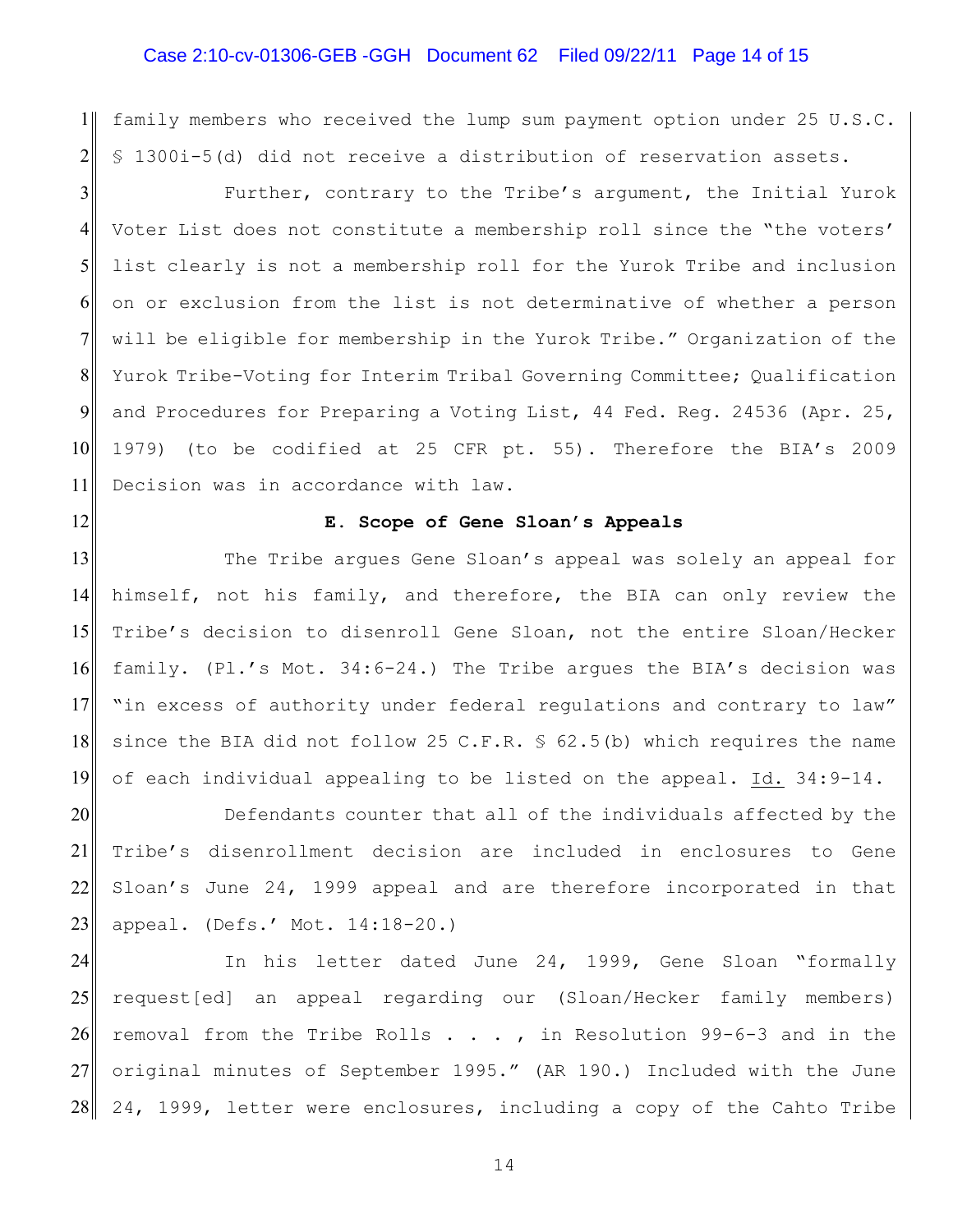family members who received the lump sum payment option under 25 U.S.C. § 1300i-5(d) did not receive a distribution of reservation assets.

Further, contrary to the Tribe's argument, the Initial Yurok Voter List does not constitute a membership roll since the "the voters' list clearly is not a membership roll for the Yurok Tribe and inclusion on or exclusion from the list is not determinative of whether a person will be eligible for membership in the Yurok Tribe." Organization of the Yurok Tribe-Voting for Interim Tribal Governing Committee; Qualification and Procedures for Preparing a Voting List, 44 Fed. Reg. 24536 (Apr. 25, 1979) (to be codified at 25 CFR pt. 55). Therefore the BIA's 2009 Decision was in accordance with law.

**E. Scope of Gene Sloan's Appeals**

The Tribe argues Gene Sloan's appeal was solely an appeal for himself, not his family, and therefore, the BIA can only review the Tribe's decision to disenroll Gene Sloan, not the entire Sloan/Hecker family. (Pl.'s Mot. 34:6-24.) The Tribe argues the BIA's decision was "in excess of authority under federal regulations and contrary to law" since the BIA did not follow 25 C.F.R. § 62.5(b) which requires the name of each individual appealing to be listed on the appeal. Id. 34:9-14.

Defendants counter that all of the individuals affected by the Tribe's disenrollment decision are included in enclosures to Gene Sloan's June 24, 1999 appeal and are therefore incorporated in that appeal. (Defs.' Mot. 14:18-20.)

In his letter dated June 24, 1999, Gene Sloan "formally request[ed] an appeal regarding our (Sloan/Hecker family members) removal from the Tribe Rolls . . . , in Resolution 99-6-3 and in the original minutes of September 1995." (AR 190.) Included with the June 24, 1999, letter were enclosures, including a copy of the Cahto Tribe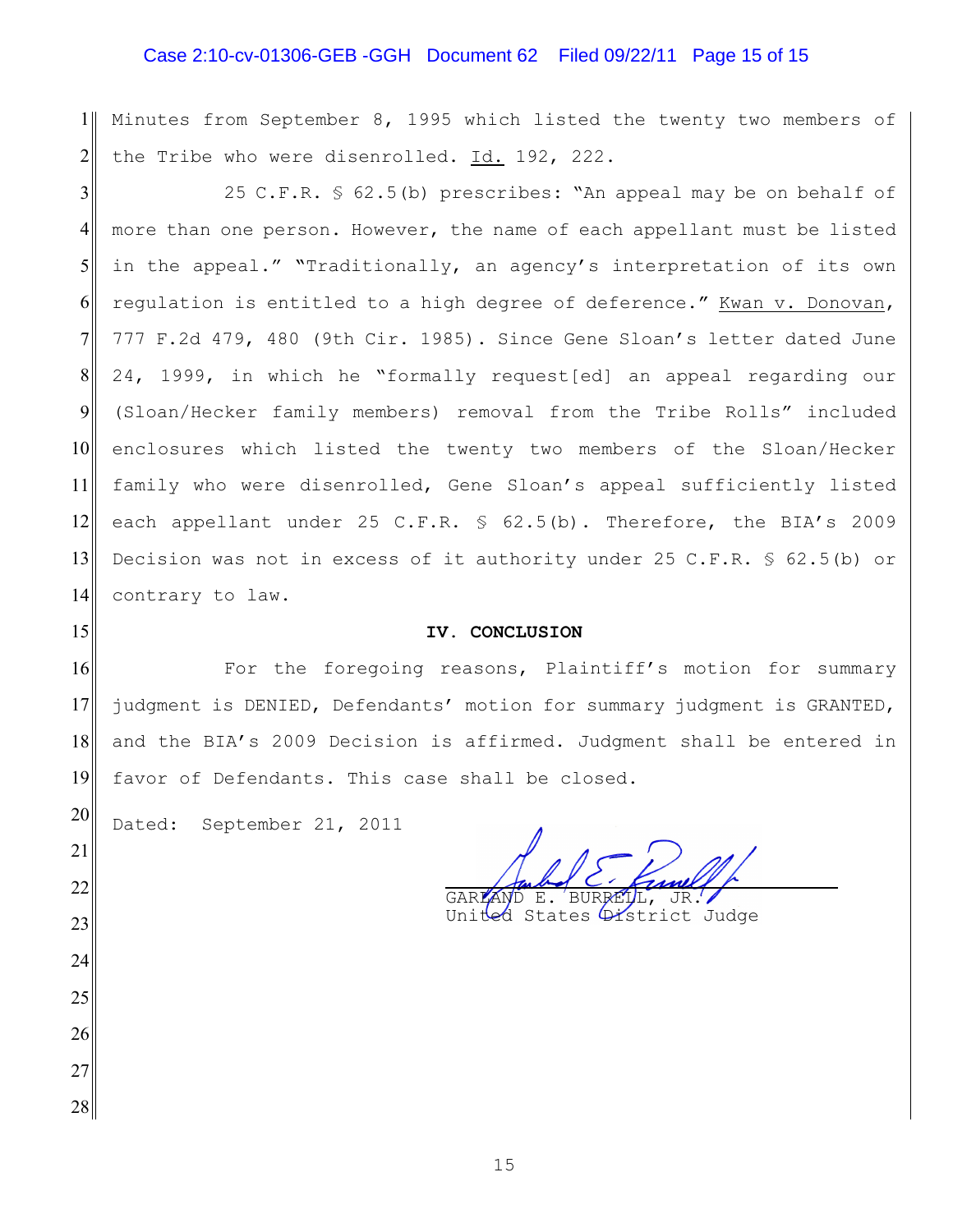Minutes from September 8, 1995 which listed the twenty two members of the Tribe who were disenrolled. Id. 192, 222.

25 C.F.R. § 62.5(b) prescribes: "An appeal may be on behalf of more than one person. However, the name of each appellant must be listed in the appeal." "Traditionally, an agency's interpretation of its own regulation is entitled to a high degree of deference." Kwan v. Donovan, 777 F.2d 479, 480 (9th Cir. 1985). Since Gene Sloan's letter dated June 24, 1999, in which he "formally request[ed] an appeal regarding our (Sloan/Hecker family members) removal from the Tribe Rolls" included enclosures which listed the twenty two members of the Sloan/Hecker family who were disenrolled, Gene Sloan's appeal sufficiently listed each appellant under 25 C.F.R. § 62.5(b). Therefore, the BIA's 2009 Decision was not in excess of it authority under 25 C.F.R. § 62.5(b) or contrary to law.

## IV. CONCLUSION

For the foregoing reasons, Plaintiff's motion for summary judgment is DENIED, Defendants' motion for summary judgment is GRANTED, and the BIA's 2009 Decision is affirmed. Judgment shall be entered in favor of Defendants. This case shall be closed.

Dated: September 21, 2011

GARLAND E. BURRELL, JR.
United States District Judge